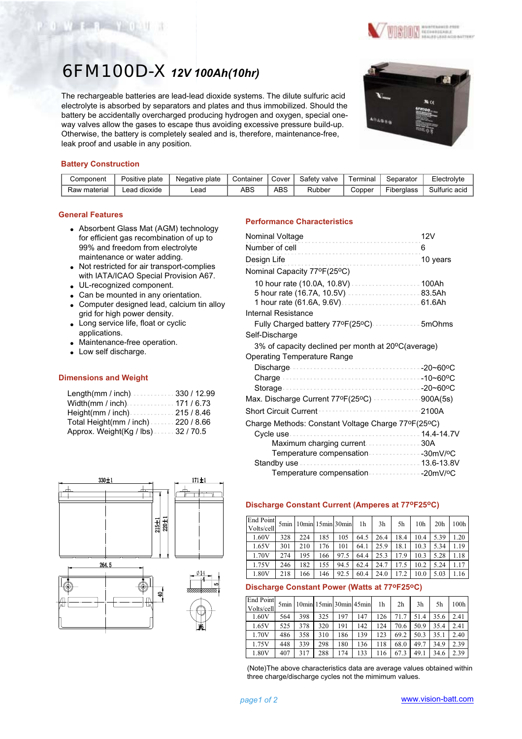# 6FM100D-X *12V 100Ah(10hr)*

The rechargeable batteries are lead-lead dioxide systems. The dilute sulfuric acid electrolyte is absorbed by separators and plates and thus immobilized. Should the battery be accidentally overcharged producing hydrogen and oxygen, special one-way valves allow the gases to escape thus avoiding excessive pressure build-up. Otherwise, the battery is completely sealed and is, therefore, maintenance-free, leak proof and usable in any position.

## Battery Construction

| Component | Positive plate | Negative plate | Container | Cover | Safety valve | Terminal | Separator | Electrolyte |
|---|---|---|---|---|---|---|---|---|
| Raw material | Lead dioxide | Lead | ABS | ABS | Rubber | Copper | Fiberglass | Sulfuric acid |

## General Features

- Absorbent Glass Mat (AGM) technology for efficient gas recombination of up to 99% and freedom from electrolyte maintenance or water adding.
- Not restricted for air transport-complies with IATA/ICAO Special Provision A67.
- UL-recognized component.
- Can be mounted in any orientation.
- Computer designed lead, calcium tin alloy grid for high power density.
- Long service life, float or cyclic applications.
- Maintenance-free operation.
- Low self discharge.

## Dimensions and Weight

| | |
|---|---|
| Length(mm / inch) | 330 / 12.99 |
| Width(mm / inch) | 171 / 6.73 |
| Height(mm / inch) | 215 / 8.46 |
| Total Height(mm / inch) | 220 / 8.66 |
| Approx. Weight(Kg / lbs) | 32 / 70.5 |

## Performance Characteristics

| | |
|---|---|
| Nominal Voltage | 12V |
| Number of cell | 6 |
| Design Life | 10 years |
| **Nominal Capacity 77ºF(25ºC)** | |
| 10 hour rate (10.0A, 10.8V) | 100Ah |
| 5 hour rate (16.7A, 10.5V) | 83.5Ah |
| 1 hour rate (61.6A, 9.6V) | 61.6Ah |
| **Internal Resistance** | |
| Fully Charged battery 77ºF(25ºC) | 5mOhms |
| **Self-Discharge** | |
| 3% of capacity declined per month at 20ºC(average) | |
| **Operating Temperature Range** | |
| Discharge | -20~60ºC |
| Charge | -10~60ºC |
| Storage | -20~60ºC |
| Max. Discharge Current 77ºF(25ºC) | 900A(5s) |
| Short Circuit Current | 2100A |
| **Charge Methods: Constant Voltage Charge 77ºF(25ºC)** | |
| Cycle use | 14.4-14.7V |
| Maximum charging current | 30A |
| Temperature compensation | -30mV/ºC |
| Standby use | 13.6-13.8V |
| Temperature compensation | -20mV/ºC |

## Discharge Constant Current (Amperes at 77ºF25ºC)

| End Point Volts/cell | 5min | 10min | 15min | 30min | 1h | 3h | 5h | 10h | 20h | 100h |
|---|---|---|---|---|---|---|---|---|---|---|
| 1.60V | 328 | 224 | 185 | 105 | 64.5 | 26.4 | 18.4 | 10.4 | 5.39 | 1.20 |
| 1.65V | 301 | 210 | 176 | 101 | 64.1 | 25.9 | 18.1 | 10.3 | 5.34 | 1.19 |
| 1.70V | 274 | 195 | 166 | 97.5 | 64.4 | 25.3 | 17.9 | 10.3 | 5.28 | 1.18 |
| 1.75V | 246 | 182 | 155 | 94.5 | 62.4 | 24.7 | 17.5 | 10.2 | 5.24 | 1.17 |
| 1.80V | 218 | 166 | 146 | 92.5 | 60.4 | 24.0 | 17.2 | 10.0 | 5.03 | 1.16 |

## Discharge Constant Power (Watts at 77ºF25ºC)

| End Point Volts/cell | 5min | 10min | 15min | 30min | 45min | 1h | 2h | 3h | 5h | 100h |
|---|---|---|---|---|---|---|---|---|---|---|
| 1.60V | 564 | 398 | 325 | 197 | 147 | 126 | 71.7 | 51.4 | 35.6 | 2.41 |
| 1.65V | 525 | 378 | 320 | 191 | 142 | 124 | 70.6 | 50.9 | 35.4 | 2.41 |
| 1.70V | 486 | 358 | 310 | 186 | 139 | 123 | 69.2 | 50.3 | 35.1 | 2.40 |
| 1.75V | 448 | 339 | 298 | 180 | 136 | 118 | 68.0 | 49.7 | 34.9 | 2.39 |
| 1.80V | 407 | 317 | 288 | 174 | 133 | 116 | 67.3 | 49.1 | 34.6 | 2.39 |

(Note)The above characteristics data are average values obtained within three charge/discharge cycles not the mimimum values.

www.vision-batt.com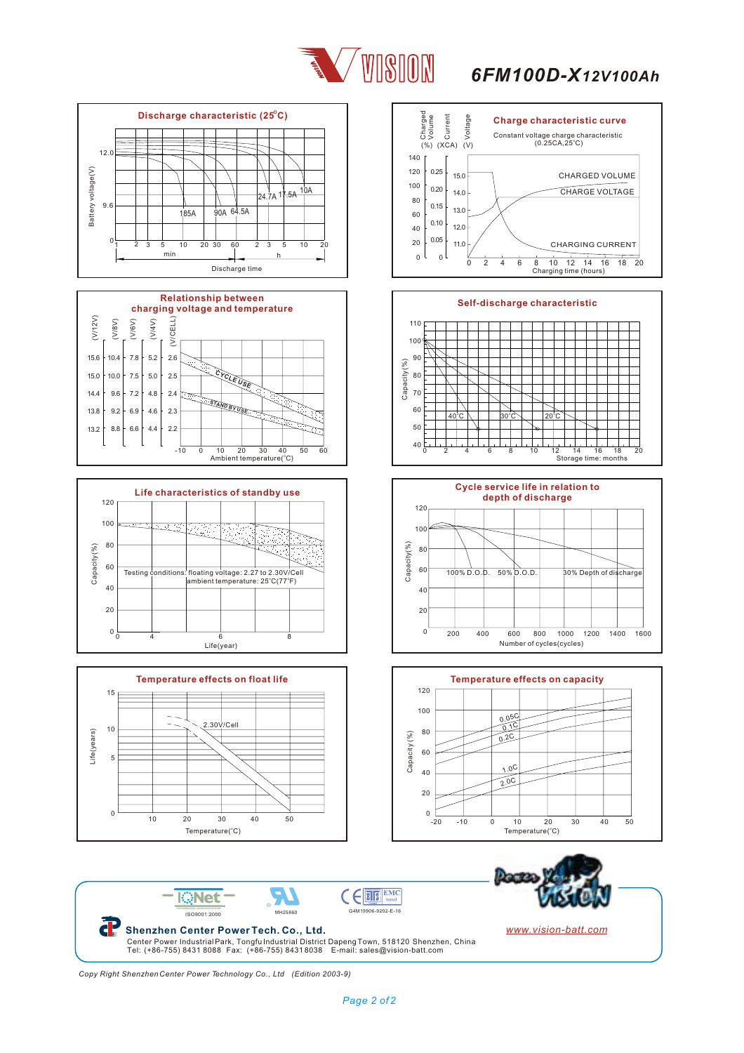# 6FM100D-X 12V100Ah

## Discharge characteristic (25°C)

12.0
9.6
0
Battery voltage(V)
185A
90A
64.5A
24.7A
17.5A
10A
1 2 3 5 10 20 30 60 2 3 5 10 20
min
h
Discharge time

## Charge characteristic curve

Constant voltage charge characteristic (0.25CA,25°C)

Charged Volume (%)
Current (XCA)
Voltage (V)
140 120 100 80 60 40 20 0
0.25 0.20 0.15 0.10 0.05 0
15.0 14.0 13.0 12.0 11.0
CHARGED VOLUME
CHARGE VOLTAGE
CHARGING CURRENT
0 2 4 6 8 10 12 14 16 18 20
Charging time (hours)

## Relationship between charging voltage and temperature

(V/12V) (V/8V) (V/6V) (V/4V) (V/CELL)
15.6 10.4 7.8 5.2 2.6
15.0 10.0 7.5 5.0 2.5
14.4 9.6 7.2 4.8 2.4
13.8 9.2 6.9 4.6 2.3
13.2 8.8 6.6 4.4 2.2
CYCLE USE
STANDBY USE
-10 0 10 20 30 40 50 60
Ambient temperature(°C)

## Self-discharge characteristic

110 100 90 80 70 60 50 40
Capacity(%)
40°C
30°C
20°C
0 2 4 6 8 10 12 14 16 18 20
Storage time: months

## Life characteristics of standby use

120 100 80 60 40 20 0
Capacity(%)
Testing conditions: floating voltage: 2.27 to 2.30V/Cell
ambient temperature: 25°C(77°F)
0 4 6 8
Life(year)

## Cycle service life in relation to depth of discharge

120 100 80 60 40 20 0
Capacity(%)
100% D.O.D.
50% D.O.D.
30% Depth of discharge
200 400 600 800 1000 1200 1400 1600
Number of cycles(cycles)

## Temperature effects on float life

15 10 5 0
Life(years)
2.30V/Cell
10 20 30 40 50
Temperature(°C)

## Temperature effects on capacity

120 100 80 60 40 20 0
Capacity (%)
0.05C
0.1C
0.2C
1.0C
2.0C
-20 -10 0 10 20 30 40 50
Temperature(°C)

ISO9001:2000
MH25860
G4M19906-9202-E-16

**Shenzhen Center Power Tech. Co., Ltd.**
Center Power Industrial Park, Tongfu Industrial District Dapeng Town, 518120 Shenzhen, China
Tel: (+86-755) 8431 8088 Fax: (+86-755) 8431 8038 E-mail: sales@vision-batt.com

www.vision-batt.com

*Copy Right Shenzhen Center Power Technology Co., Ltd (Edition 2003-9)*